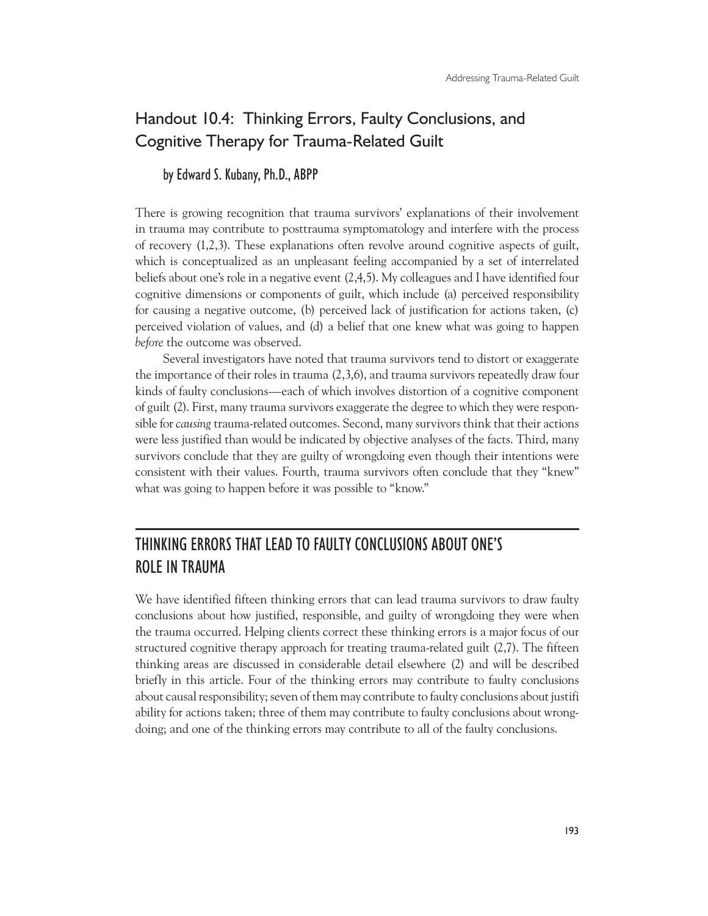## Handout 10.4: Thinking Errors, Faulty Conclusions, and Cognitive Therapy for Trauma-Related Guilt

### by Edward S. Kubany, Ph.D., ABPP

There is growing recognition that trauma survivors' explanations of their involvement in trauma may contribute to posttrauma symptomatology and interfere with the process of recovery (1,2,3). These explanations often revolve around cognitive aspects of guilt, which is conceptualized as an unpleasant feeling accompanied by a set of interrelated beliefs about one's role in a negative event (2,4,5). My colleagues and I have identified four cognitive dimensions or components of guilt, which include (a) perceived responsibility for causing a negative outcome, (b) perceived lack of justification for actions taken, (c) perceived violation of values, and (d) a belief that one knew what was going to happen *before* the outcome was observed.

Several investigators have noted that trauma survivors tend to distort or exaggerate the importance of their roles in trauma (2,3,6), and trauma survivors repeatedly draw four kinds of faulty conclusions—each of which involves distortion of a cognitive component of guilt (2). First, many trauma survivors exaggerate the degree to which they were responsible for *causing* trauma-related outcomes. Second, many survivors think that their actions were less justified than would be indicated by objective analyses of the facts. Third, many survivors conclude that they are guilty of wrongdoing even though their intentions were consistent with their values. Fourth, trauma survivors often conclude that they "knew" what was going to happen before it was possible to "know."

## THINKING ERRORS THAT LEAD TO FAULTY CONCLUSIONS ABOUT ONE'S ROLE IN TRAUMA

We have identified fifteen thinking errors that can lead trauma survivors to draw faulty conclusions about how justified, responsible, and guilty of wrongdoing they were when the trauma occurred. Helping clients correct these thinking errors is a major focus of our structured cognitive therapy approach for treating trauma-related guilt (2,7). The fifteen thinking areas are discussed in considerable detail elsewhere (2) and will be described briefly in this article. Four of the thinking errors may contribute to faulty conclusions about causal responsibility; seven of them may contribute to faulty conclusions about justifi ability for actions taken; three of them may contribute to faulty conclusions about wrongdoing; and one of the thinking errors may contribute to all of the faulty conclusions.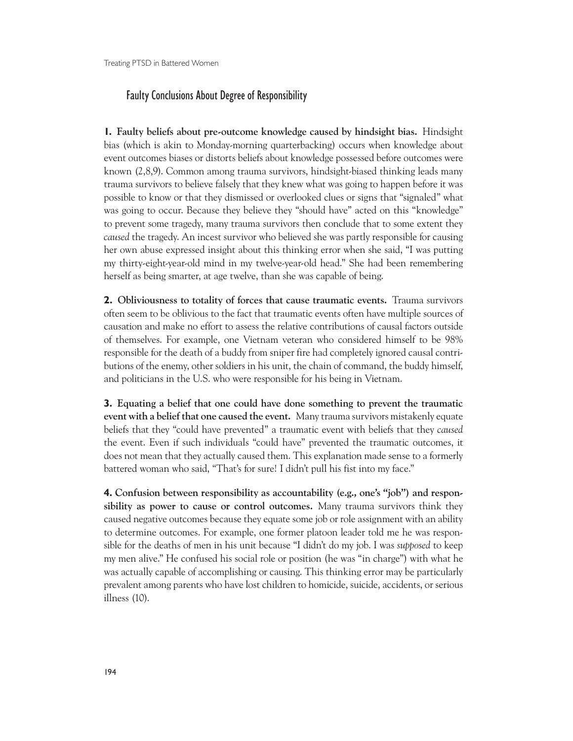## Faulty Conclusions About Degree of Responsibility

**1. Faulty beliefs about pre-outcome knowledge caused by hindsight bias.** Hindsight bias (which is akin to Monday-morning quarterbacking) occurs when knowledge about event outcomes biases or distorts beliefs about knowledge possessed before outcomes were known (2,8,9). Common among trauma survivors, hindsight-biased thinking leads many trauma survivors to believe falsely that they knew what was going to happen before it was possible to know or that they dismissed or overlooked clues or signs that "signaled" what was going to occur. Because they believe they "should have" acted on this "knowledge" to prevent some tragedy, many trauma survivors then conclude that to some extent they *caused* the tragedy. An incest survivor who believed she was partly responsible for causing her own abuse expressed insight about this thinking error when she said, "I was putting my thirty-eight-year-old mind in my twelve-year-old head." She had been remembering herself as being smarter, at age twelve, than she was capable of being.

**2. Obliviousness to totality of forces that cause traumatic events.** Trauma survivors often seem to be oblivious to the fact that traumatic events often have multiple sources of causation and make no effort to assess the relative contributions of causal factors outside of themselves. For example, one Vietnam veteran who considered himself to be 98% responsible for the death of a buddy from sniper fire had completely ignored causal contributions of the enemy, other soldiers in his unit, the chain of command, the buddy himself, and politicians in the U.S. who were responsible for his being in Vietnam.

**3. Equating a belief that one could have done something to prevent the traumatic event with a belief that one caused the event.** Many trauma survivors mistakenly equate beliefs that they "could have prevented" a traumatic event with beliefs that they *caused* the event. Even if such individuals "could have" prevented the traumatic outcomes, it does not mean that they actually caused them. This explanation made sense to a formerly battered woman who said, "That's for sure! I didn't pull his fist into my face."

**4. Confusion between responsibility as accountability (e.g., one's "job") and responsibility as power to cause or control outcomes.** Many trauma survivors think they caused negative outcomes because they equate some job or role assignment with an ability to determine outcomes. For example, one former platoon leader told me he was responsible for the deaths of men in his unit because "I didn't do my job. I was *supposed* to keep my men alive." He confused his social role or position (he was "in charge") with what he was actually capable of accomplishing or causing. This thinking error may be particularly prevalent among parents who have lost children to homicide, suicide, accidents, or serious illness (10).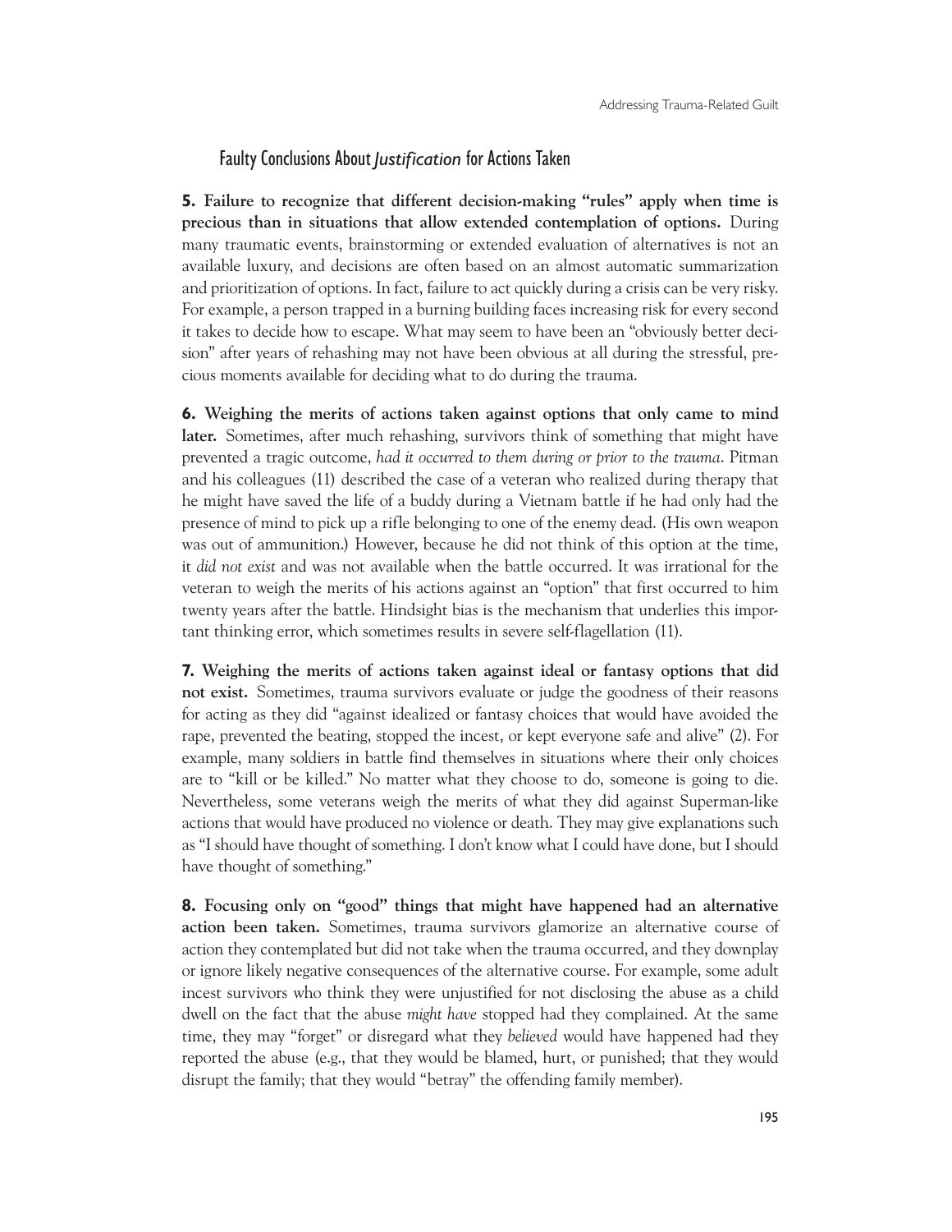## Faulty Conclusions About *Justification* for Actions Taken

**5. Failure to recognize that different decision-making "rules" apply when time is precious than in situations that allow extended contemplation of options.** During many traumatic events, brainstorming or extended evaluation of alternatives is not an available luxury, and decisions are often based on an almost automatic summarization and prioritization of options. In fact, failure to act quickly during a crisis can be very risky. For example, a person trapped in a burning building faces increasing risk for every second it takes to decide how to escape. What may seem to have been an "obviously better decision" after years of rehashing may not have been obvious at all during the stressful, precious moments available for deciding what to do during the trauma.

**6. Weighing the merits of actions taken against options that only came to mind later.** Sometimes, after much rehashing, survivors think of something that might have prevented a tragic outcome, *had it occurred to them during or prior to the trauma*. Pitman and his colleagues (11) described the case of a veteran who realized during therapy that he might have saved the life of a buddy during a Vietnam battle if he had only had the presence of mind to pick up a rifle belonging to one of the enemy dead. (His own weapon was out of ammunition.) However, because he did not think of this option at the time, it *did not exist* and was not available when the battle occurred. It was irrational for the veteran to weigh the merits of his actions against an "option" that first occurred to him twenty years after the battle. Hindsight bias is the mechanism that underlies this important thinking error, which sometimes results in severe self-flagellation (11).

**7. Weighing the merits of actions taken against ideal or fantasy options that did not exist.** Sometimes, trauma survivors evaluate or judge the goodness of their reasons for acting as they did "against idealized or fantasy choices that would have avoided the rape, prevented the beating, stopped the incest, or kept everyone safe and alive" (2). For example, many soldiers in battle find themselves in situations where their only choices are to "kill or be killed." No matter what they choose to do, someone is going to die. Nevertheless, some veterans weigh the merits of what they did against Superman-like actions that would have produced no violence or death. They may give explanations such as "I should have thought of something. I don't know what I could have done, but I should have thought of something."

**8. Focusing only on "good" things that might have happened had an alternative action been taken.** Sometimes, trauma survivors glamorize an alternative course of action they contemplated but did not take when the trauma occurred, and they downplay or ignore likely negative consequences of the alternative course. For example, some adult incest survivors who think they were unjustified for not disclosing the abuse as a child dwell on the fact that the abuse *might have* stopped had they complained. At the same time, they may "forget" or disregard what they *believed* would have happened had they reported the abuse (e.g., that they would be blamed, hurt, or punished; that they would disrupt the family; that they would "betray" the offending family member).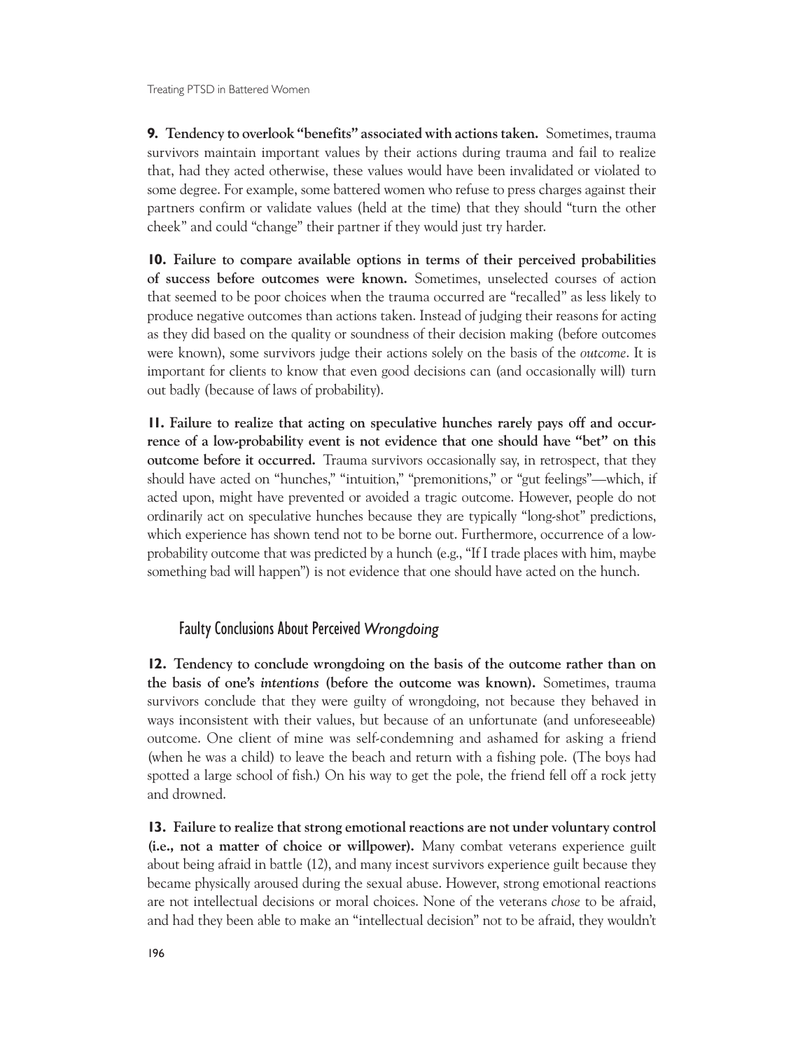**9. Tendency to overlook "benefits" associated with actions taken.** Sometimes, trauma survivors maintain important values by their actions during trauma and fail to realize that, had they acted otherwise, these values would have been invalidated or violated to some degree. For example, some battered women who refuse to press charges against their partners confirm or validate values (held at the time) that they should "turn the other cheek" and could "change" their partner if they would just try harder.

**10. Failure to compare available options in terms of their perceived probabilities of success before outcomes were known.** Sometimes, unselected courses of action that seemed to be poor choices when the trauma occurred are "recalled" as less likely to produce negative outcomes than actions taken. Instead of judging their reasons for acting as they did based on the quality or soundness of their decision making (before outcomes were known), some survivors judge their actions solely on the basis of the *outcome*. It is important for clients to know that even good decisions can (and occasionally will) turn out badly (because of laws of probability).

**11. Failure to realize that acting on speculative hunches rarely pays off and occurrence of a low-probability event is not evidence that one should have "bet" on this outcome before it occurred.** Trauma survivors occasionally say, in retrospect, that they should have acted on "hunches," "intuition," "premonitions," or "gut feelings"—which, if acted upon, might have prevented or avoided a tragic outcome. However, people do not ordinarily act on speculative hunches because they are typically "long-shot" predictions, which experience has shown tend not to be borne out. Furthermore, occurrence of a low-probability outcome that was predicted by a hunch (e.g., "If I trade places with him, maybe something bad will happen") is not evidence that one should have acted on the hunch.

### Faulty Conclusions About Perceived *Wrongdoing*

**12. Tendency to conclude wrongdoing on the basis of the outcome rather than on the basis of one's *intentions* (before the outcome was known).** Sometimes, trauma survivors conclude that they were guilty of wrongdoing, not because they behaved in ways inconsistent with their values, but because of an unfortunate (and unforeseeable) outcome. One client of mine was self-condemning and ashamed for asking a friend (when he was a child) to leave the beach and return with a fishing pole. (The boys had spotted a large school of fish.) On his way to get the pole, the friend fell off a rock jetty and drowned.

**13. Failure to realize that strong emotional reactions are not under voluntary control (i.e., not a matter of choice or willpower).** Many combat veterans experience guilt about being afraid in battle (12), and many incest survivors experience guilt because they became physically aroused during the sexual abuse. However, strong emotional reactions are not intellectual decisions or moral choices. None of the veterans *chose* to be afraid, and had they been able to make an "intellectual decision" not to be afraid, they wouldn't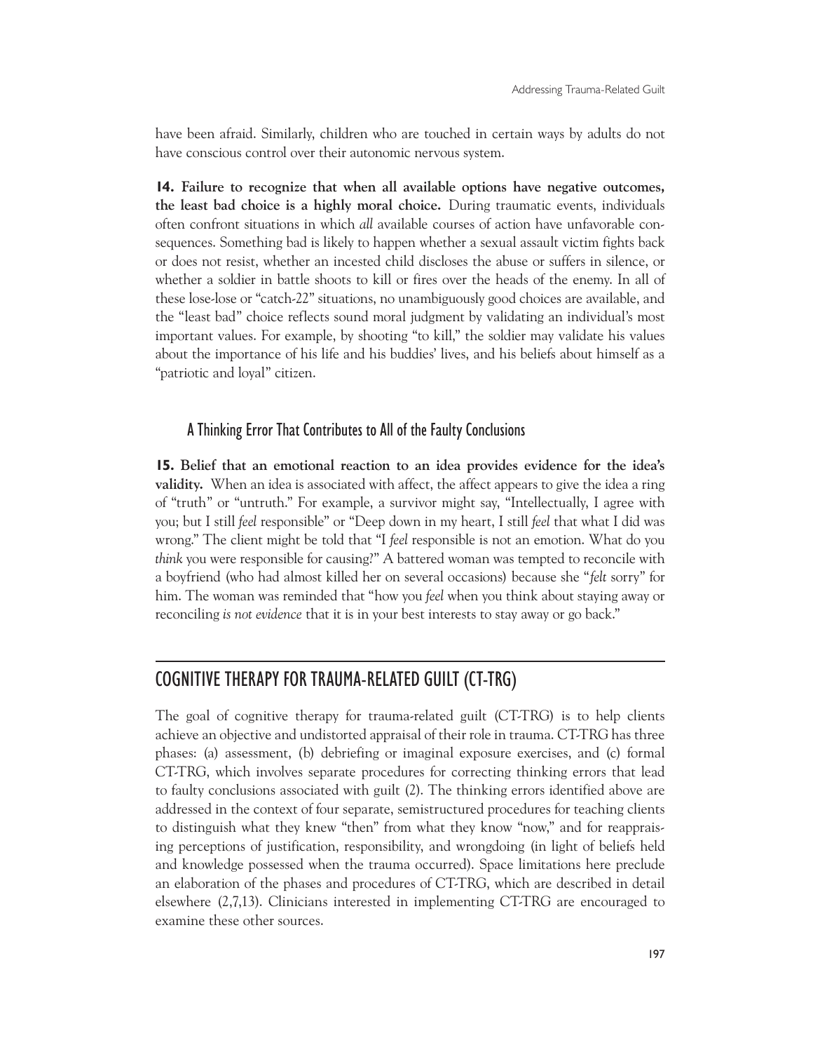have been afraid. Similarly, children who are touched in certain ways by adults do not have conscious control over their autonomic nervous system.

**14. Failure to recognize that when all available options have negative outcomes, the least bad choice is a highly moral choice.** During traumatic events, individuals often confront situations in which *all* available courses of action have unfavorable consequences. Something bad is likely to happen whether a sexual assault victim fights back or does not resist, whether an incested child discloses the abuse or suffers in silence, or whether a soldier in battle shoots to kill or fires over the heads of the enemy. In all of these lose-lose or "catch-22" situations, no unambiguously good choices are available, and the "least bad" choice reflects sound moral judgment by validating an individual's most important values. For example, by shooting "to kill," the soldier may validate his values about the importance of his life and his buddies' lives, and his beliefs about himself as a "patriotic and loyal" citizen.

### A Thinking Error That Contributes to All of the Faulty Conclusions

**15. Belief that an emotional reaction to an idea provides evidence for the idea's validity.** When an idea is associated with affect, the affect appears to give the idea a ring of "truth" or "untruth." For example, a survivor might say, "Intellectually, I agree with you; but I still *feel* responsible" or "Deep down in my heart, I still *feel* that what I did was wrong." The client might be told that "I *feel* responsible is not an emotion. What do you *think* you were responsible for causing?" A battered woman was tempted to reconcile with a boyfriend (who had almost killed her on several occasions) because she "*felt* sorry" for him. The woman was reminded that "how you *feel* when you think about staying away or reconciling *is not evidence* that it is in your best interests to stay away or go back."

## COGNITIVE THERAPY FOR TRAUMA-RELATED GUILT (CT-TRG)

The goal of cognitive therapy for trauma-related guilt (CT-TRG) is to help clients achieve an objective and undistorted appraisal of their role in trauma. CT-TRG has three phases: (a) assessment, (b) debriefing or imaginal exposure exercises, and (c) formal CT-TRG, which involves separate procedures for correcting thinking errors that lead to faulty conclusions associated with guilt (2). The thinking errors identified above are addressed in the context of four separate, semistructured procedures for teaching clients to distinguish what they knew "then" from what they know "now," and for reappraising perceptions of justification, responsibility, and wrongdoing (in light of beliefs held and knowledge possessed when the trauma occurred). Space limitations here preclude an elaboration of the phases and procedures of CT-TRG, which are described in detail elsewhere (2,7,13). Clinicians interested in implementing CT-TRG are encouraged to examine these other sources.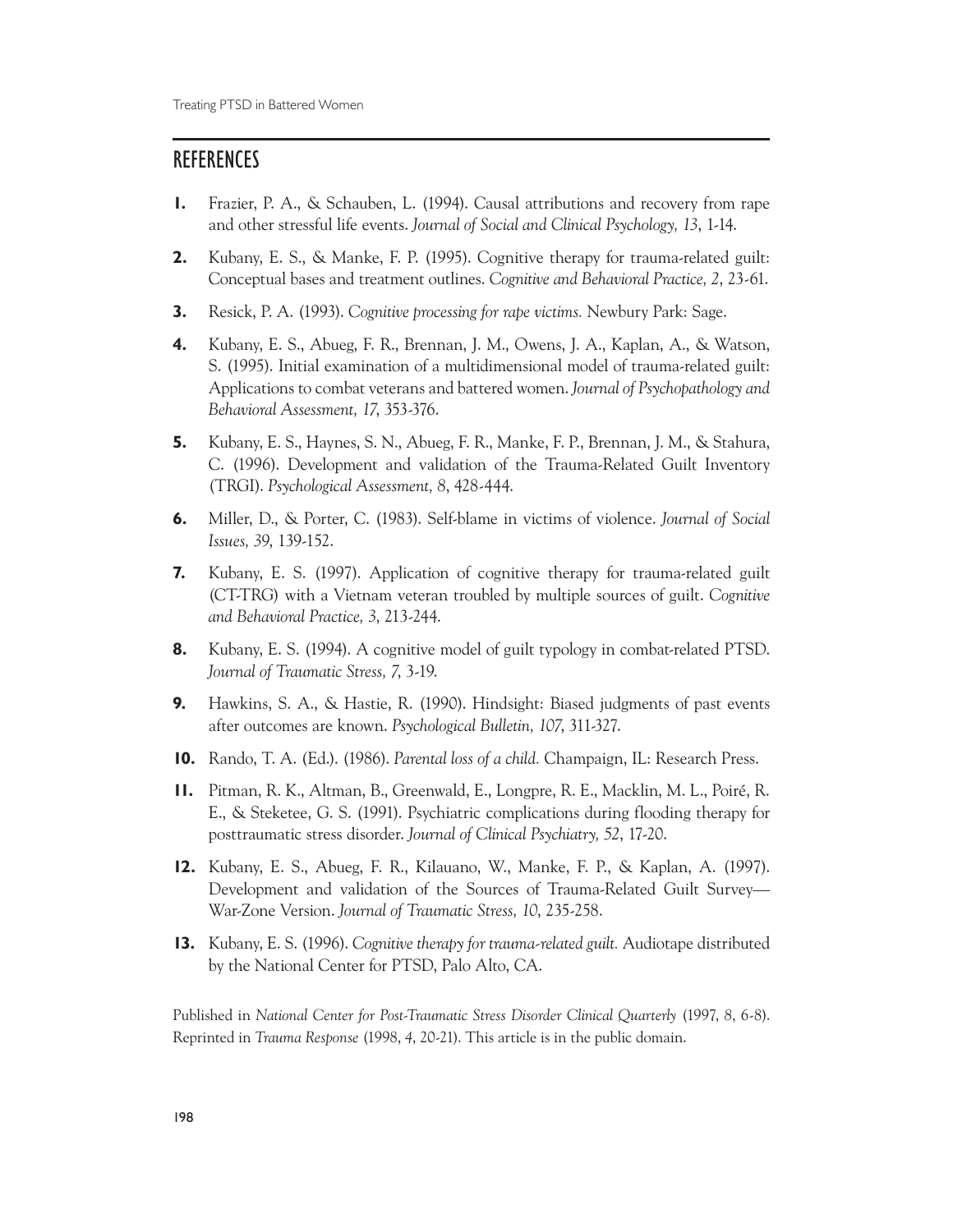## REFERENCES

1. Frazier, P. A., & Schauben, L. (1994). Causal attributions and recovery from rape and other stressful life events. *Journal of Social and Clinical Psychology, 13*, 1-14.
2. Kubany, E. S., & Manke, F. P. (1995). Cognitive therapy for trauma-related guilt: Conceptual bases and treatment outlines. *Cognitive and Behavioral Practice, 2*, 23-61.
3. Resick, P. A. (1993). *Cognitive processing for rape victims.* Newbury Park: Sage.
4. Kubany, E. S., Abueg, F. R., Brennan, J. M., Owens, J. A., Kaplan, A., & Watson, S. (1995). Initial examination of a multidimensional model of trauma-related guilt: Applications to combat veterans and battered women. *Journal of Psychopathology and Behavioral Assessment, 17*, 353-376.
5. Kubany, E. S., Haynes, S. N., Abueg, F. R., Manke, F. P., Brennan, J. M., & Stahura, C. (1996). Development and validation of the Trauma-Related Guilt Inventory (TRGI). *Psychological Assessment, 8*, 428-444.
6. Miller, D., & Porter, C. (1983). Self-blame in victims of violence. *Journal of Social Issues, 39*, 139-152.
7. Kubany, E. S. (1997). Application of cognitive therapy for trauma-related guilt (CT-TRG) with a Vietnam veteran troubled by multiple sources of guilt. *Cognitive and Behavioral Practice, 3*, 213-244.
8. Kubany, E. S. (1994). A cognitive model of guilt typology in combat-related PTSD. *Journal of Traumatic Stress, 7*, 3-19.
9. Hawkins, S. A., & Hastie, R. (1990). Hindsight: Biased judgments of past events after outcomes are known. *Psychological Bulletin, 107*, 311-327.
10. Rando, T. A. (Ed.). (1986). *Parental loss of a child.* Champaign, IL: Research Press.
11. Pitman, R. K., Altman, B., Greenwald, E., Longpre, R. E., Macklin, M. L., Poiré, R. E., & Steketee, G. S. (1991). Psychiatric complications during flooding therapy for posttraumatic stress disorder. *Journal of Clinical Psychiatry, 52*, 17-20.
12. Kubany, E. S., Abueg, F. R., Kilauano, W., Manke, F. P., & Kaplan, A. (1997). Development and validation of the Sources of Trauma-Related Guilt Survey—War-Zone Version. *Journal of Traumatic Stress, 10*, 235-258.
13. Kubany, E. S. (1996). *Cognitive therapy for trauma-related guilt.* Audiotape distributed by the National Center for PTSD, Palo Alto, CA.

Published in *National Center for Post-Traumatic Stress Disorder Clinical Quarterly* (1997, *8*, 6-8). Reprinted in *Trauma Response* (1998, *4*, 20-21). This article is in the public domain.